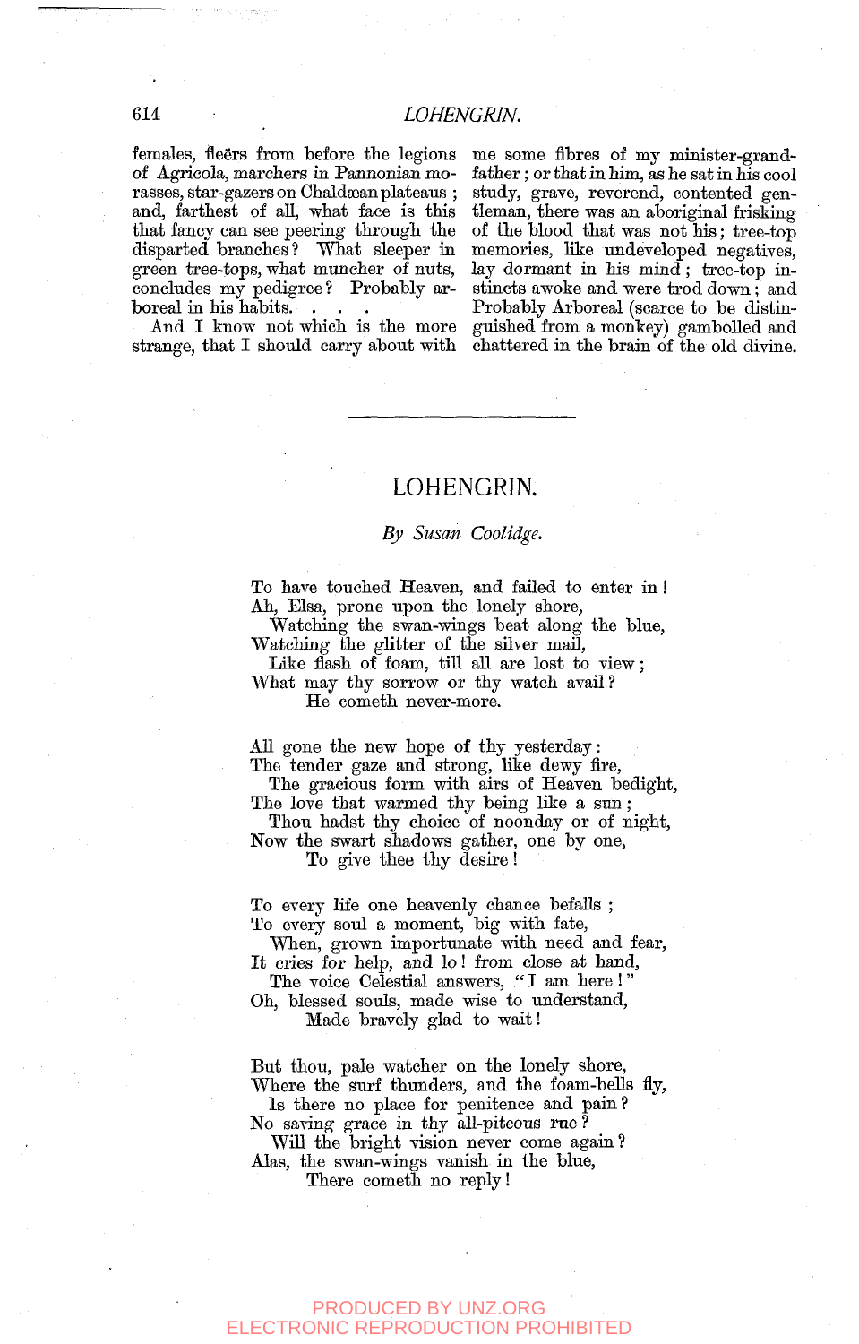females, fleërs from before the legions of Agricola, marchers in Pannonian morasses, star-gazers on Chaldæan plateaus; and, farthest of all, what face is this that fancy can see peering through the disparted branches? What sleeper in green tree-tops, what muncher of nuts, concludes my pedigree? Probably arboreal in his habits. . . .

And I know not which is the more strange, that I should carry about with me some fibres of my minister-grandfather; or that in him, as he sat in his cool study, grave, reverend, contented gentleman, there was an aboriginal frisking of the blood that was not his; tree-top memories, like undeveloped negatives, lay dormant in his mind; tree-top instincts awoke and were trod down; and Probably Arboreal (scarce to be distinguished from a monkey) gambolled and chattered in the brain of the old divine.

---

# LOHENGRIN.

*By Susan Coolidge.*

To have touched Heaven, and failed to enter in!  
Ah, Elsa, prone upon the lonely shore,  
Watching the swan-wings beat along the blue,  
Watching the glitter of the silver mail,  
Like flash of foam, till all are lost to view;  
What may thy sorrow or thy watch avail?  
He cometh never-more.

All gone the new hope of thy yesterday:  
The tender gaze and strong, like dewy fire,  
The gracious form with airs of Heaven bedight,  
The love that warmed thy being like a sun;  
Thou hadst thy choice of noonday or of night,  
Now the swart shadows gather, one by one,  
To give thee thy desire!

To every life one heavenly chance befalls;  
To every soul a moment, big with fate,  
When, grown importunate with need and fear,  
It cries for help, and lo! from close at hand,  
The voice Celestial answers, "I am here!"  
Oh, blessed souls, made wise to understand,  
Made bravely glad to wait!

But thou, pale watcher on the lonely shore,  
Where the surf thunders, and the foam-bells fly,  
Is there no place for penitence and pain?  
No saving grace in thy all-piteous rue?  
Will the bright vision never come again?  
Alas, the swan-wings vanish in the blue,  
There cometh no reply!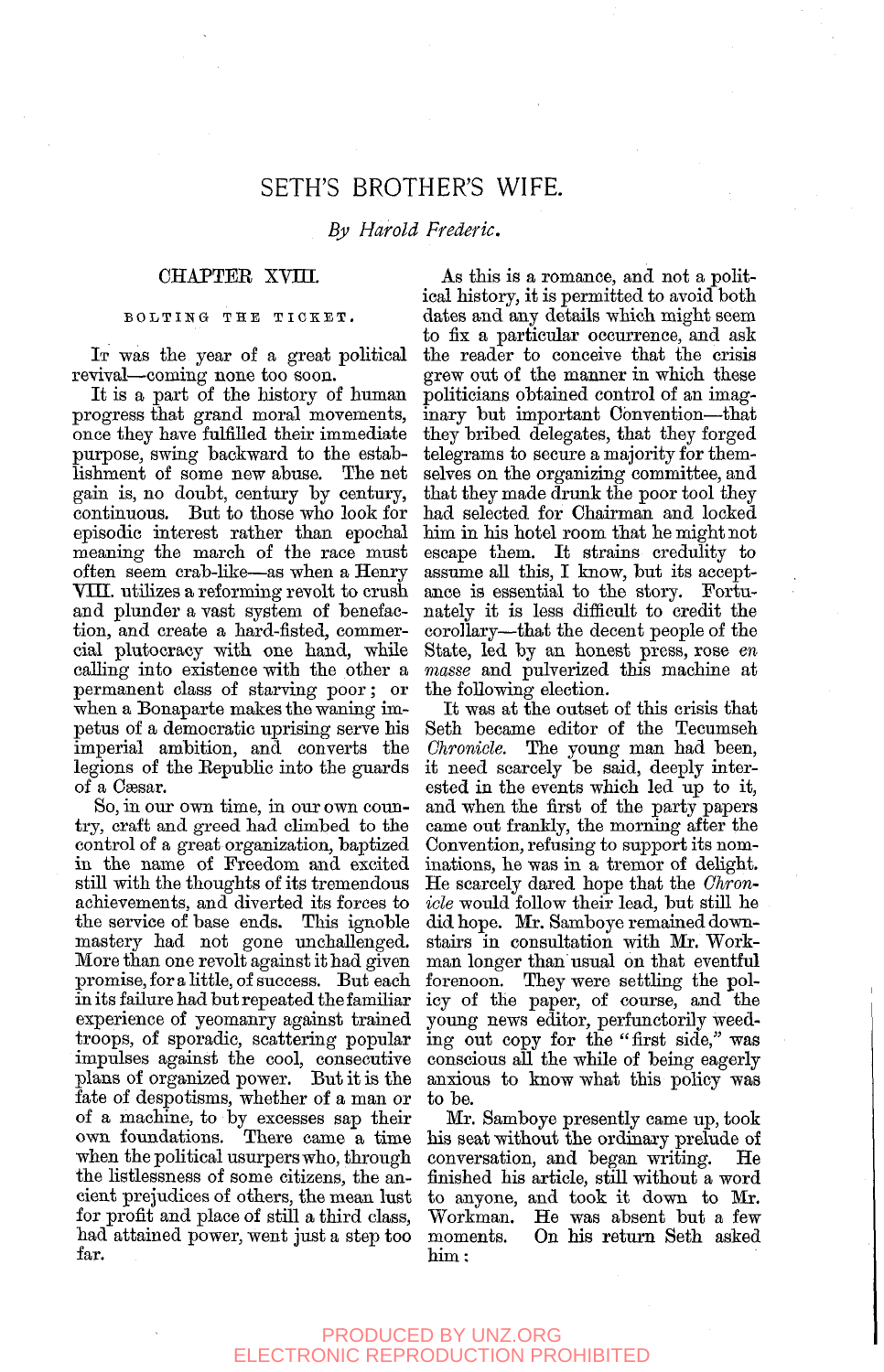# SETH'S BROTHER'S WIFE.

*By Harold Frederic.*

## CHAPTER XVIII.

### BOLTING THE TICKET.

It was the year of a great political revival—coming none too soon.

It is a part of the history of human progress that grand moral movements, once they have fulfilled their immediate purpose, swing backward to the establishment of some new abuse. The net gain is, no doubt, century by century, continuous. But to those who look for episodic interest rather than epochal meaning the march of the race must often seem crab-like—as when a Henry VIII. utilizes a reforming revolt to crush and plunder a vast system of benefaction, and create a hard-fisted, commercial plutocracy with one hand, while calling into existence with the other a permanent class of starving poor; or when a Bonaparte makes the waning impetus of a democratic uprising serve his imperial ambition, and converts the legions of the Republic into the guards of a Cæsar.

So, in our own time, in our own country, craft and greed had climbed to the control of a great organization, baptized in the name of Freedom and excited still with the thoughts of its tremendous achievements, and diverted its forces to the service of base ends. This ignoble mastery had not gone unchallenged. More than one revolt against it had given promise, for a little, of success. But each in its failure had but repeated the familiar experience of yeomanry against trained troops, of sporadic, scattering popular impulses against the cool, consecutive plans of organized power. But it is the fate of despotisms, whether of a man or of a machine, to by excesses sap their own foundations. There came a time when the political usurpers who, through the listlessness of some citizens, the ancient prejudices of others, the mean lust for profit and place of still a third class, had attained power, went just a step too far.

As this is a romance, and not a political history, it is permitted to avoid both dates and any details which might seem to fix a particular occurrence, and ask the reader to conceive that the crisis grew out of the manner in which these politicians obtained control of an imaginary but important Convention—that they bribed delegates, that they forged telegrams to secure a majority for themselves on the organizing committee, and that they made drunk the poor tool they had selected for Chairman and locked him in his hotel room that he might not escape them. It strains credulity to assume all this, I know, but its acceptance is essential to the story. Fortunately it is less difficult to credit the corollary—that the decent people of the State, led by an honest press, rose *en masse* and pulverized this machine at the following election.

It was at the outset of this crisis that Seth became editor of the Tecumseh *Chronicle*. The young man had been, it need scarcely be said, deeply interested in the events which led up to it, and when the first of the party papers came out frankly, the morning after the Convention, refusing to support its nominations, he was in a tremor of delight. He scarcely dared hope that the *Chronicle* would follow their lead, but still he did hope. Mr. Samboye remained downstairs in consultation with Mr. Workman longer than usual on that eventful forenoon. They were settling the policy of the paper, of course, and the young news editor, perfunctorily weeding out copy for the "first side," was conscious all the while of being eagerly anxious to know what this policy was to be.

Mr. Samboye presently came up, took his seat without the ordinary prelude of conversation, and began writing. He finished his article, still without a word to anyone, and took it down to Mr. Workman. He was absent but a few moments. On his return Seth asked him: